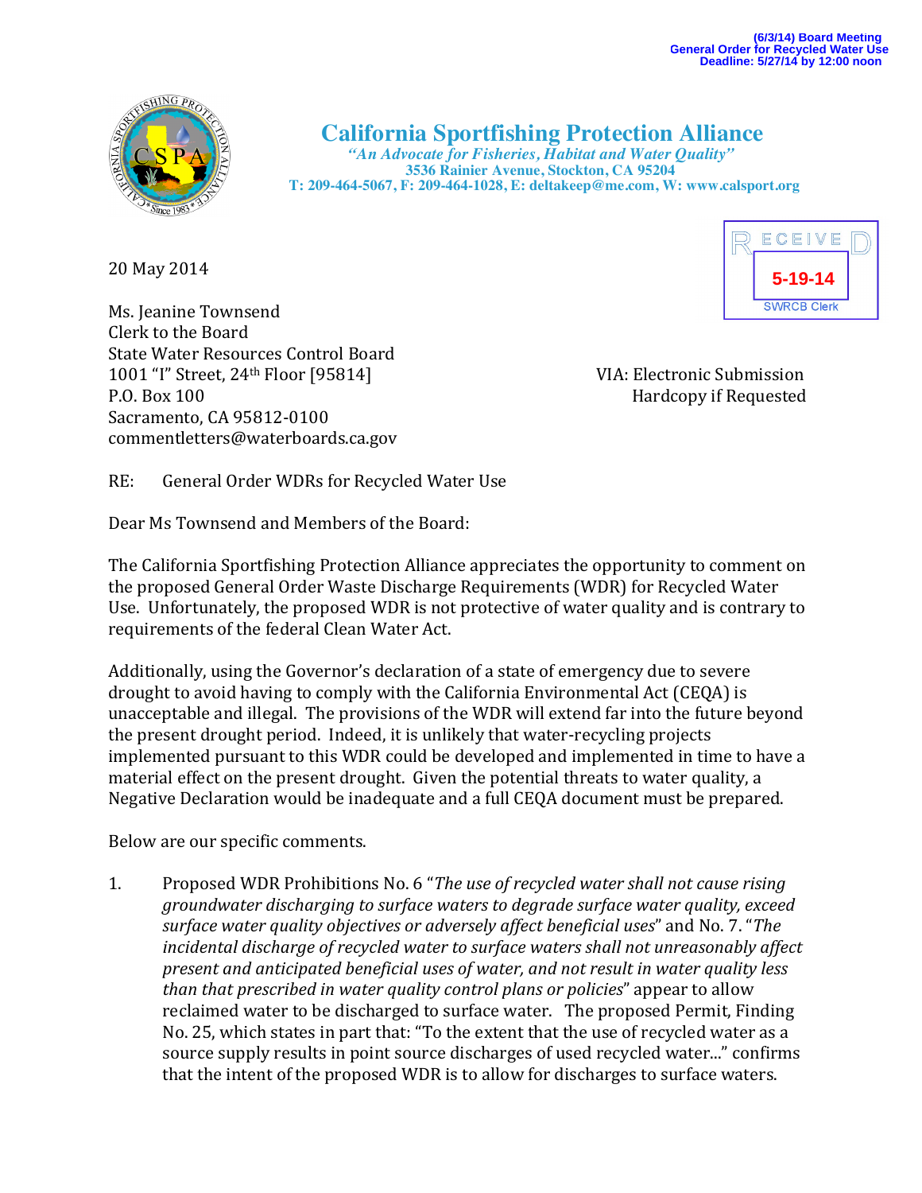(6/3/14) Board Meeting
General Order for Recycled Water Use
Deadline: 5/27/14 by 12:00 noon

# California Sportfishing Protection Alliance

*"An Advocate for Fisheries, Habitat and Water Quality"*
3536 Rainier Avenue, Stockton, CA 95204
T: 209-464-5067, F: 209-464-1028, E: deltakeep@me.com, W: www.calsport.org

RECEIVED
5-19-14
SWRCB Clerk

20 May 2014

Ms. Jeanine Townsend
Clerk to the Board
State Water Resources Control Board
1001 "I" Street, 24th Floor [95814]
P.O. Box 100
Sacramento, CA 95812-0100
commentletters@waterboards.ca.gov

VIA: Electronic Submission
Hardcopy if Requested

RE: General Order WDRs for Recycled Water Use

Dear Ms Townsend and Members of the Board:

The California Sportfishing Protection Alliance appreciates the opportunity to comment on the proposed General Order Waste Discharge Requirements (WDR) for Recycled Water Use. Unfortunately, the proposed WDR is not protective of water quality and is contrary to requirements of the federal Clean Water Act.

Additionally, using the Governor's declaration of a state of emergency due to severe drought to avoid having to comply with the California Environmental Act (CEQA) is unacceptable and illegal. The provisions of the WDR will extend far into the future beyond the present drought period. Indeed, it is unlikely that water-recycling projects implemented pursuant to this WDR could be developed and implemented in time to have a material effect on the present drought. Given the potential threats to water quality, a Negative Declaration would be inadequate and a full CEQA document must be prepared.

Below are our specific comments.

1. Proposed WDR Prohibitions No. 6 "*The use of recycled water shall not cause rising groundwater discharging to surface waters to degrade surface water quality, exceed surface water quality objectives or adversely affect beneficial uses*" and No. 7. "*The incidental discharge of recycled water to surface waters shall not unreasonably affect present and anticipated beneficial uses of water, and not result in water quality less than that prescribed in water quality control plans or policies*" appear to allow reclaimed water to be discharged to surface water. The proposed Permit, Finding No. 25, which states in part that: "To the extent that the use of recycled water as a source supply results in point source discharges of used recycled water..." confirms that the intent of the proposed WDR is to allow for discharges to surface waters.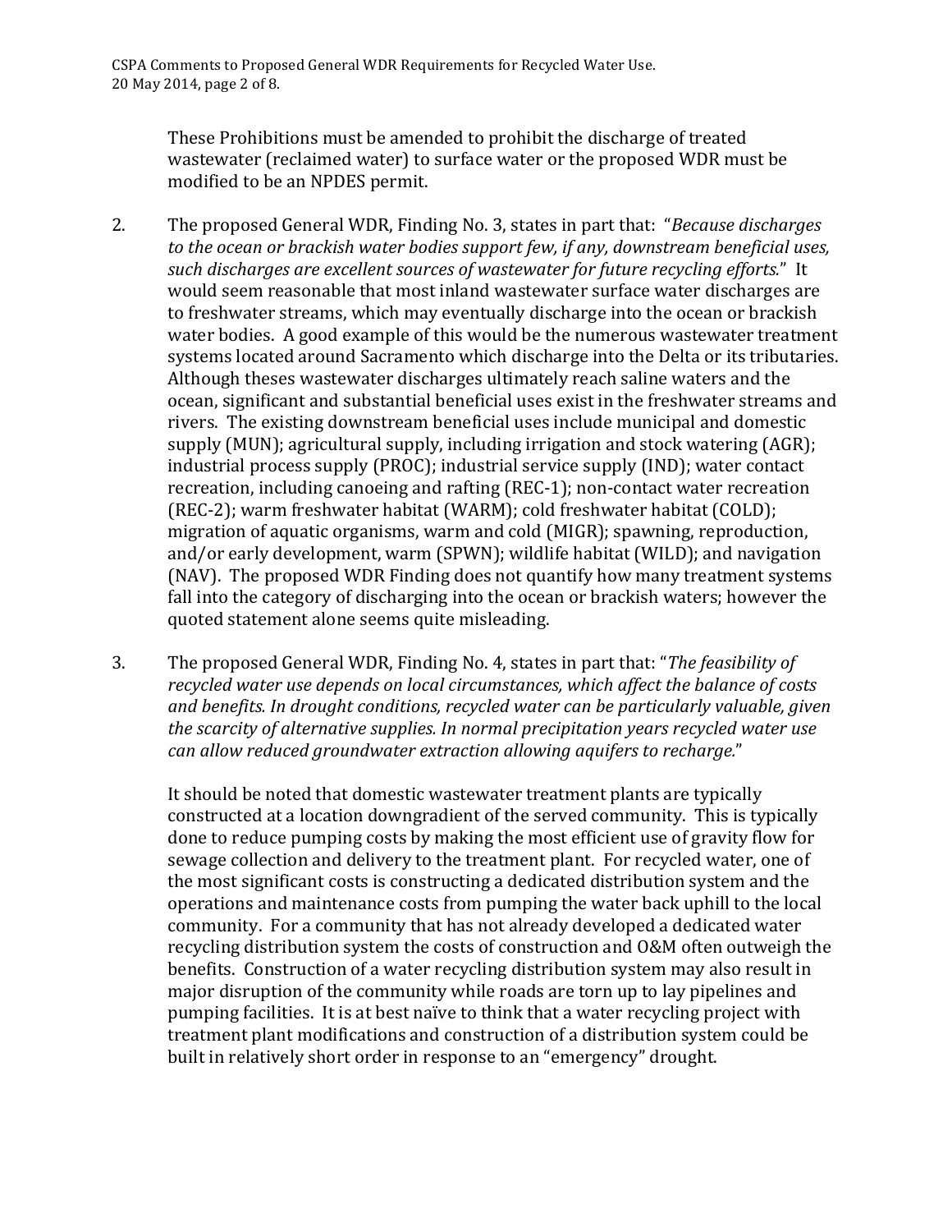These Prohibitions must be amended to prohibit the discharge of treated wastewater (reclaimed water) to surface water or the proposed WDR must be modified to be an NPDES permit.

2. The proposed General WDR, Finding No. 3, states in part that: "*Because discharges to the ocean or brackish water bodies support few, if any, downstream beneficial uses, such discharges are excellent sources of wastewater for future recycling efforts.*" It would seem reasonable that most inland wastewater surface water discharges are to freshwater streams, which may eventually discharge into the ocean or brackish water bodies. A good example of this would be the numerous wastewater treatment systems located around Sacramento which discharge into the Delta or its tributaries. Although theses wastewater discharges ultimately reach saline waters and the ocean, significant and substantial beneficial uses exist in the freshwater streams and rivers. The existing downstream beneficial uses include municipal and domestic supply (MUN); agricultural supply, including irrigation and stock watering (AGR); industrial process supply (PROC); industrial service supply (IND); water contact recreation, including canoeing and rafting (REC-1); non-contact water recreation (REC-2); warm freshwater habitat (WARM); cold freshwater habitat (COLD); migration of aquatic organisms, warm and cold (MIGR); spawning, reproduction, and/or early development, warm (SPWN); wildlife habitat (WILD); and navigation (NAV). The proposed WDR Finding does not quantify how many treatment systems fall into the category of discharging into the ocean or brackish waters; however the quoted statement alone seems quite misleading.

3. The proposed General WDR, Finding No. 4, states in part that: "*The feasibility of recycled water use depends on local circumstances, which affect the balance of costs and benefits. In drought conditions, recycled water can be particularly valuable, given the scarcity of alternative supplies. In normal precipitation years recycled water use can allow reduced groundwater extraction allowing aquifers to recharge.*"

   It should be noted that domestic wastewater treatment plants are typically constructed at a location downgradient of the served community. This is typically done to reduce pumping costs by making the most efficient use of gravity flow for sewage collection and delivery to the treatment plant. For recycled water, one of the most significant costs is constructing a dedicated distribution system and the operations and maintenance costs from pumping the water back uphill to the local community. For a community that has not already developed a dedicated water recycling distribution system the costs of construction and O&M often outweigh the benefits. Construction of a water recycling distribution system may also result in major disruption of the community while roads are torn up to lay pipelines and pumping facilities. It is at best naïve to think that a water recycling project with treatment plant modifications and construction of a distribution system could be built in relatively short order in response to an "emergency" drought.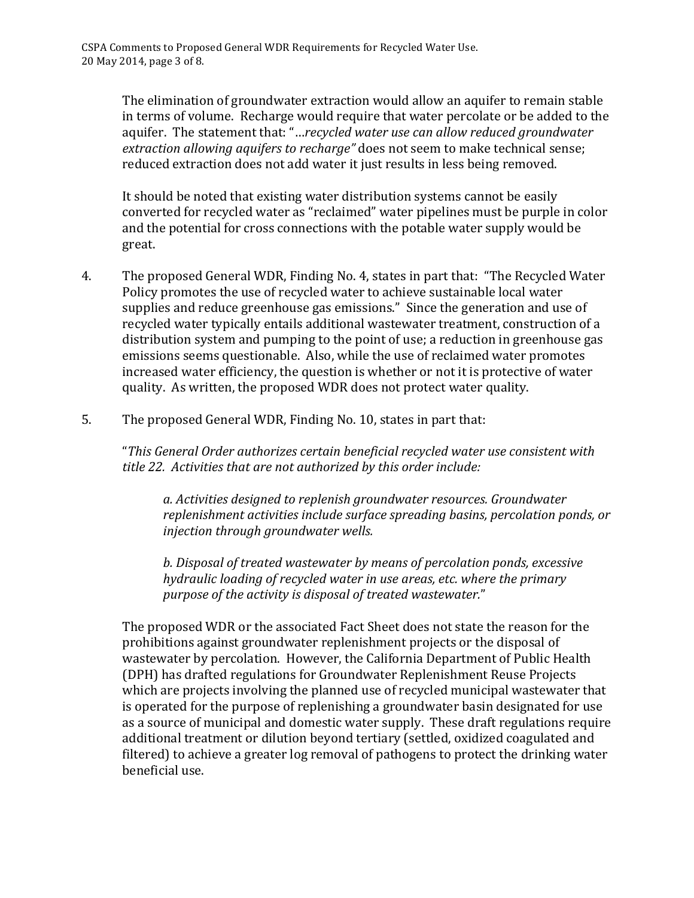The elimination of groundwater extraction would allow an aquifer to remain stable in terms of volume. Recharge would require that water percolate or be added to the aquifer. The statement that: "…*recycled water use can allow reduced groundwater extraction allowing aquifers to recharge"* does not seem to make technical sense; reduced extraction does not add water it just results in less being removed.

It should be noted that existing water distribution systems cannot be easily converted for recycled water as "reclaimed" water pipelines must be purple in color and the potential for cross connections with the potable water supply would be great.

4. The proposed General WDR, Finding No. 4, states in part that: "The Recycled Water Policy promotes the use of recycled water to achieve sustainable local water supplies and reduce greenhouse gas emissions." Since the generation and use of recycled water typically entails additional wastewater treatment, construction of a distribution system and pumping to the point of use; a reduction in greenhouse gas emissions seems questionable. Also, while the use of reclaimed water promotes increased water efficiency, the question is whether or not it is protective of water quality. As written, the proposed WDR does not protect water quality.

5. The proposed General WDR, Finding No. 10, states in part that:

   "*This General Order authorizes certain beneficial recycled water use consistent with title 22. Activities that are not authorized by this order include:*

   > *a. Activities designed to replenish groundwater resources. Groundwater replenishment activities include surface spreading basins, percolation ponds, or injection through groundwater wells.*
   >
   > *b. Disposal of treated wastewater by means of percolation ponds, excessive hydraulic loading of recycled water in use areas, etc. where the primary purpose of the activity is disposal of treated wastewater.*"

   The proposed WDR or the associated Fact Sheet does not state the reason for the prohibitions against groundwater replenishment projects or the disposal of wastewater by percolation. However, the California Department of Public Health (DPH) has drafted regulations for Groundwater Replenishment Reuse Projects which are projects involving the planned use of recycled municipal wastewater that is operated for the purpose of replenishing a groundwater basin designated for use as a source of municipal and domestic water supply. These draft regulations require additional treatment or dilution beyond tertiary (settled, oxidized coagulated and filtered) to achieve a greater log removal of pathogens to protect the drinking water beneficial use.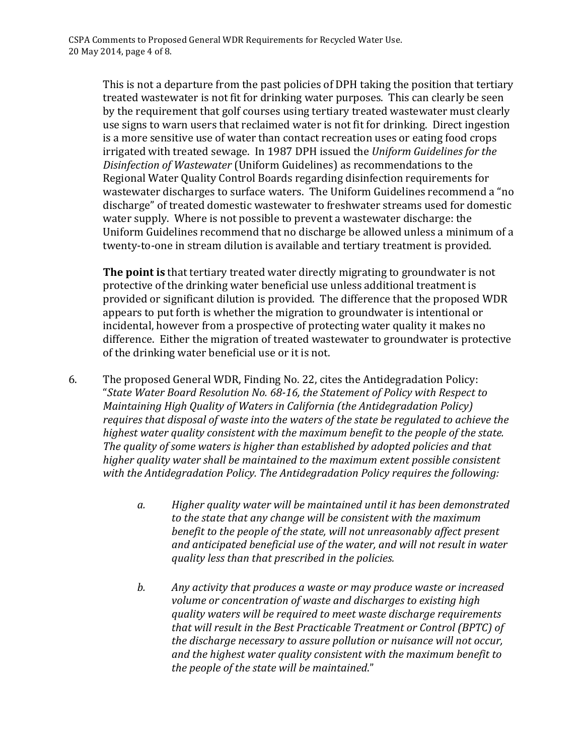This is not a departure from the past policies of DPH taking the position that tertiary treated wastewater is not fit for drinking water purposes. This can clearly be seen by the requirement that golf courses using tertiary treated wastewater must clearly use signs to warn users that reclaimed water is not fit for drinking. Direct ingestion is a more sensitive use of water than contact recreation uses or eating food crops irrigated with treated sewage. In 1987 DPH issued the *Uniform Guidelines for the Disinfection of Wastewater* (Uniform Guidelines) as recommendations to the Regional Water Quality Control Boards regarding disinfection requirements for wastewater discharges to surface waters. The Uniform Guidelines recommend a "no discharge" of treated domestic wastewater to freshwater streams used for domestic water supply. Where is not possible to prevent a wastewater discharge: the Uniform Guidelines recommend that no discharge be allowed unless a minimum of a twenty-to-one in stream dilution is available and tertiary treatment is provided.

**The point is** that tertiary treated water directly migrating to groundwater is not protective of the drinking water beneficial use unless additional treatment is provided or significant dilution is provided. The difference that the proposed WDR appears to put forth is whether the migration to groundwater is intentional or incidental, however from a prospective of protecting water quality it makes no difference. Either the migration of treated wastewater to groundwater is protective of the drinking water beneficial use or it is not.

6. The proposed General WDR, Finding No. 22, cites the Antidegradation Policy: "*State Water Board Resolution No. 68-16, the Statement of Policy with Respect to Maintaining High Quality of Waters in California (the Antidegradation Policy) requires that disposal of waste into the waters of the state be regulated to achieve the highest water quality consistent with the maximum benefit to the people of the state. The quality of some waters is higher than established by adopted policies and that higher quality water shall be maintained to the maximum extent possible consistent with the Antidegradation Policy. The Antidegradation Policy requires the following:*

    a. *Higher quality water will be maintained until it has been demonstrated to the state that any change will be consistent with the maximum benefit to the people of the state, will not unreasonably affect present and anticipated beneficial use of the water, and will not result in water quality less than that prescribed in the policies.*

    b. *Any activity that produces a waste or may produce waste or increased volume or concentration of waste and discharges to existing high quality waters will be required to meet waste discharge requirements that will result in the Best Practicable Treatment or Control (BPTC) of the discharge necessary to assure pollution or nuisance will not occur, and the highest water quality consistent with the maximum benefit to the people of the state will be maintained*."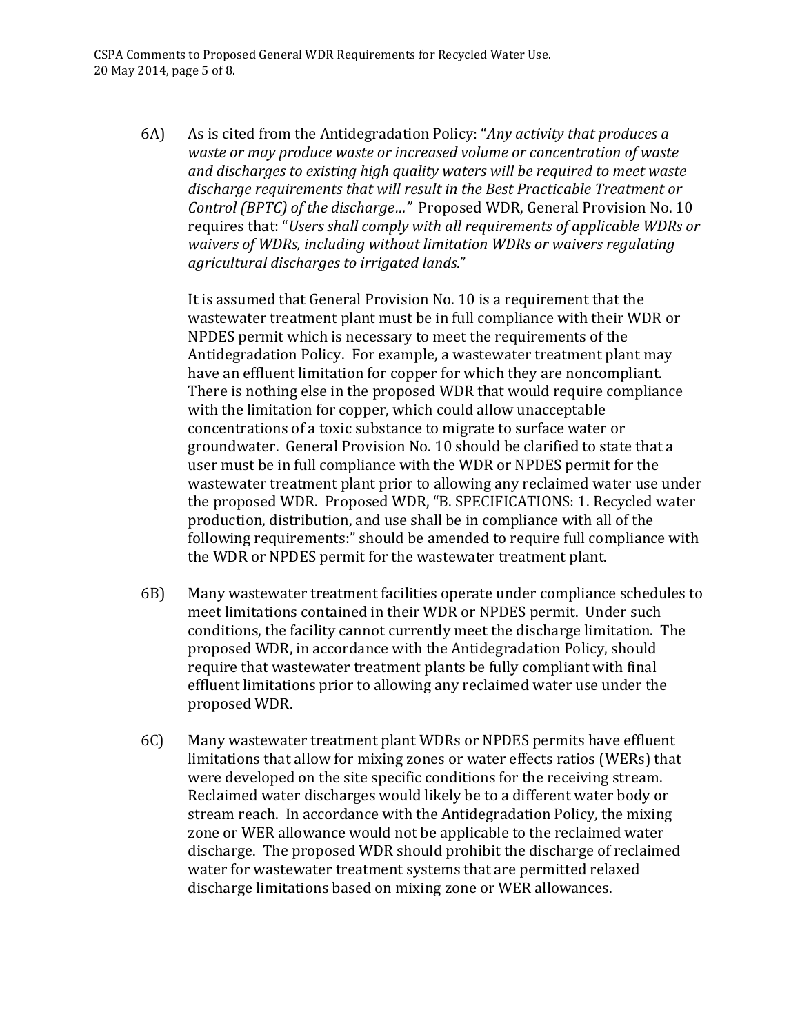6A) As is cited from the Antidegradation Policy: "*Any activity that produces a waste or may produce waste or increased volume or concentration of waste and discharges to existing high quality waters will be required to meet waste discharge requirements that will result in the Best Practicable Treatment or Control (BPTC) of the discharge…*" Proposed WDR, General Provision No. 10 requires that: "*Users shall comply with all requirements of applicable WDRs or waivers of WDRs, including without limitation WDRs or waivers regulating agricultural discharges to irrigated lands.*"

It is assumed that General Provision No. 10 is a requirement that the wastewater treatment plant must be in full compliance with their WDR or NPDES permit which is necessary to meet the requirements of the Antidegradation Policy. For example, a wastewater treatment plant may have an effluent limitation for copper for which they are noncompliant. There is nothing else in the proposed WDR that would require compliance with the limitation for copper, which could allow unacceptable concentrations of a toxic substance to migrate to surface water or groundwater. General Provision No. 10 should be clarified to state that a user must be in full compliance with the WDR or NPDES permit for the wastewater treatment plant prior to allowing any reclaimed water use under the proposed WDR. Proposed WDR, "B. SPECIFICATIONS: 1. Recycled water production, distribution, and use shall be in compliance with all of the following requirements:" should be amended to require full compliance with the WDR or NPDES permit for the wastewater treatment plant.

6B) Many wastewater treatment facilities operate under compliance schedules to meet limitations contained in their WDR or NPDES permit. Under such conditions, the facility cannot currently meet the discharge limitation. The proposed WDR, in accordance with the Antidegradation Policy, should require that wastewater treatment plants be fully compliant with final effluent limitations prior to allowing any reclaimed water use under the proposed WDR.

6C) Many wastewater treatment plant WDRs or NPDES permits have effluent limitations that allow for mixing zones or water effects ratios (WERs) that were developed on the site specific conditions for the receiving stream. Reclaimed water discharges would likely be to a different water body or stream reach. In accordance with the Antidegradation Policy, the mixing zone or WER allowance would not be applicable to the reclaimed water discharge. The proposed WDR should prohibit the discharge of reclaimed water for wastewater treatment systems that are permitted relaxed discharge limitations based on mixing zone or WER allowances.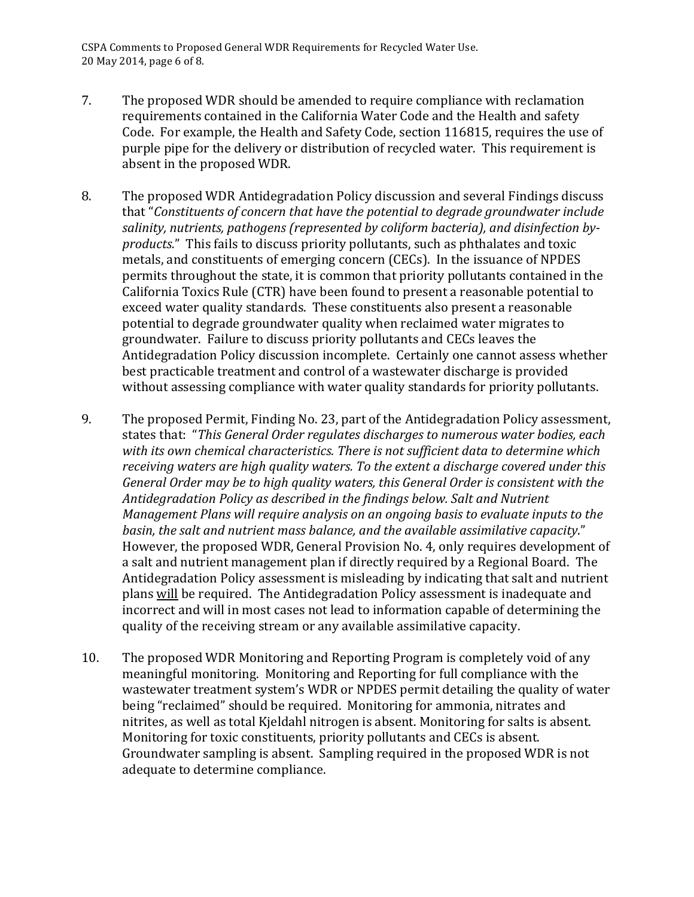7. The proposed WDR should be amended to require compliance with reclamation requirements contained in the California Water Code and the Health and safety Code. For example, the Health and Safety Code, section 116815, requires the use of purple pipe for the delivery or distribution of recycled water. This requirement is absent in the proposed WDR.

8. The proposed WDR Antidegradation Policy discussion and several Findings discuss that "*Constituents of concern that have the potential to degrade groundwater include salinity, nutrients, pathogens (represented by coliform bacteria), and disinfection by-products.*" This fails to discuss priority pollutants, such as phthalates and toxic metals, and constituents of emerging concern (CECs). In the issuance of NPDES permits throughout the state, it is common that priority pollutants contained in the California Toxics Rule (CTR) have been found to present a reasonable potential to exceed water quality standards. These constituents also present a reasonable potential to degrade groundwater quality when reclaimed water migrates to groundwater. Failure to discuss priority pollutants and CECs leaves the Antidegradation Policy discussion incomplete. Certainly one cannot assess whether best practicable treatment and control of a wastewater discharge is provided without assessing compliance with water quality standards for priority pollutants.

9. The proposed Permit, Finding No. 23, part of the Antidegradation Policy assessment, states that: "*This General Order regulates discharges to numerous water bodies, each with its own chemical characteristics. There is not sufficient data to determine which receiving waters are high quality waters. To the extent a discharge covered under this General Order may be to high quality waters, this General Order is consistent with the Antidegradation Policy as described in the findings below. Salt and Nutrient Management Plans will require analysis on an ongoing basis to evaluate inputs to the basin, the salt and nutrient mass balance, and the available assimilative capacity.*" However, the proposed WDR, General Provision No. 4, only requires development of a salt and nutrient management plan if directly required by a Regional Board. The Antidegradation Policy assessment is misleading by indicating that salt and nutrient plans <u>will</u> be required. The Antidegradation Policy assessment is inadequate and incorrect and will in most cases not lead to information capable of determining the quality of the receiving stream or any available assimilative capacity.

10. The proposed WDR Monitoring and Reporting Program is completely void of any meaningful monitoring. Monitoring and Reporting for full compliance with the wastewater treatment system's WDR or NPDES permit detailing the quality of water being "reclaimed" should be required. Monitoring for ammonia, nitrates and nitrites, as well as total Kjeldahl nitrogen is absent. Monitoring for salts is absent. Monitoring for toxic constituents, priority pollutants and CECs is absent. Groundwater sampling is absent. Sampling required in the proposed WDR is not adequate to determine compliance.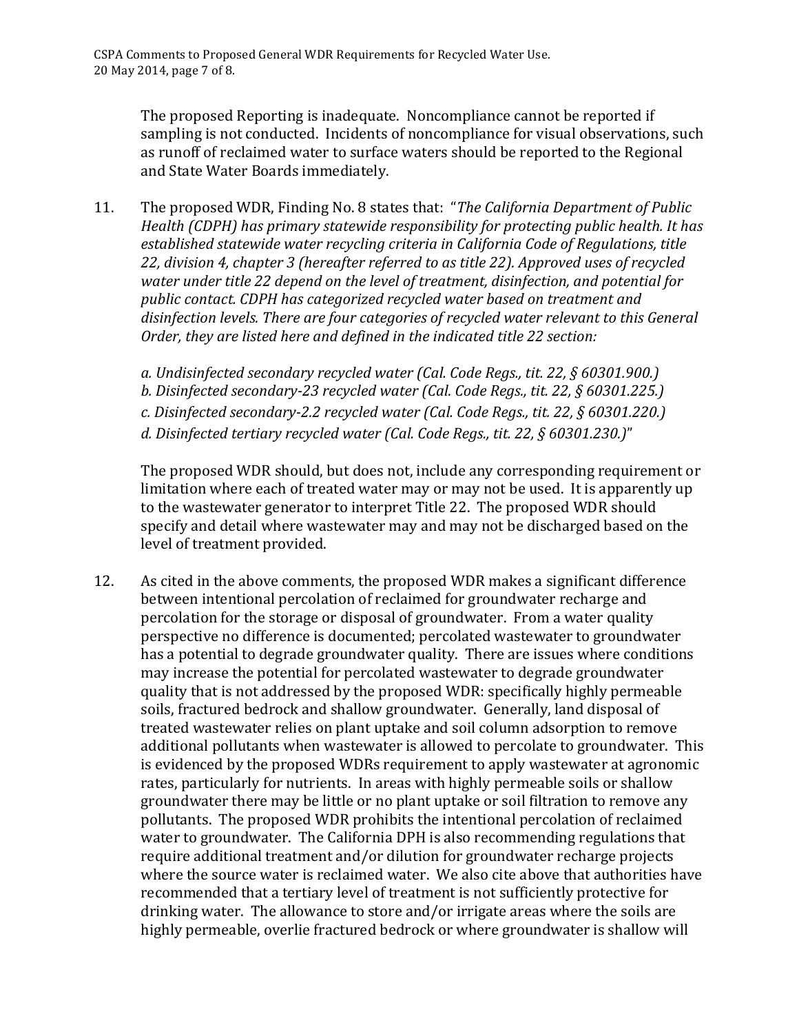The proposed Reporting is inadequate. Noncompliance cannot be reported if sampling is not conducted. Incidents of noncompliance for visual observations, such as runoff of reclaimed water to surface waters should be reported to the Regional and State Water Boards immediately.

11. The proposed WDR, Finding No. 8 states that: "*The California Department of Public Health (CDPH) has primary statewide responsibility for protecting public health. It has established statewide water recycling criteria in California Code of Regulations, title 22, division 4, chapter 3 (hereafter referred to as title 22). Approved uses of recycled water under title 22 depend on the level of treatment, disinfection, and potential for public contact. CDPH has categorized recycled water based on treatment and disinfection levels. There are four categories of recycled water relevant to this General Order, they are listed here and defined in the indicated title 22 section:*

    *a. Undisinfected secondary recycled water (Cal. Code Regs., tit. 22, § 60301.900.)*
    *b. Disinfected secondary-23 recycled water (Cal. Code Regs., tit. 22, § 60301.225.)*
    *c. Disinfected secondary-2.2 recycled water (Cal. Code Regs., tit. 22, § 60301.220.)*
    *d. Disinfected tertiary recycled water (Cal. Code Regs., tit. 22, § 60301.230.)*"

    The proposed WDR should, but does not, include any corresponding requirement or limitation where each of treated water may or may not be used. It is apparently up to the wastewater generator to interpret Title 22. The proposed WDR should specify and detail where wastewater may and may not be discharged based on the level of treatment provided.

12. As cited in the above comments, the proposed WDR makes a significant difference between intentional percolation of reclaimed for groundwater recharge and percolation for the storage or disposal of groundwater. From a water quality perspective no difference is documented; percolated wastewater to groundwater has a potential to degrade groundwater quality. There are issues where conditions may increase the potential for percolated wastewater to degrade groundwater quality that is not addressed by the proposed WDR: specifically highly permeable soils, fractured bedrock and shallow groundwater. Generally, land disposal of treated wastewater relies on plant uptake and soil column adsorption to remove additional pollutants when wastewater is allowed to percolate to groundwater. This is evidenced by the proposed WDRs requirement to apply wastewater at agronomic rates, particularly for nutrients. In areas with highly permeable soils or shallow groundwater there may be little or no plant uptake or soil filtration to remove any pollutants. The proposed WDR prohibits the intentional percolation of reclaimed water to groundwater. The California DPH is also recommending regulations that require additional treatment and/or dilution for groundwater recharge projects where the source water is reclaimed water. We also cite above that authorities have recommended that a tertiary level of treatment is not sufficiently protective for drinking water. The allowance to store and/or irrigate areas where the soils are highly permeable, overlie fractured bedrock or where groundwater is shallow will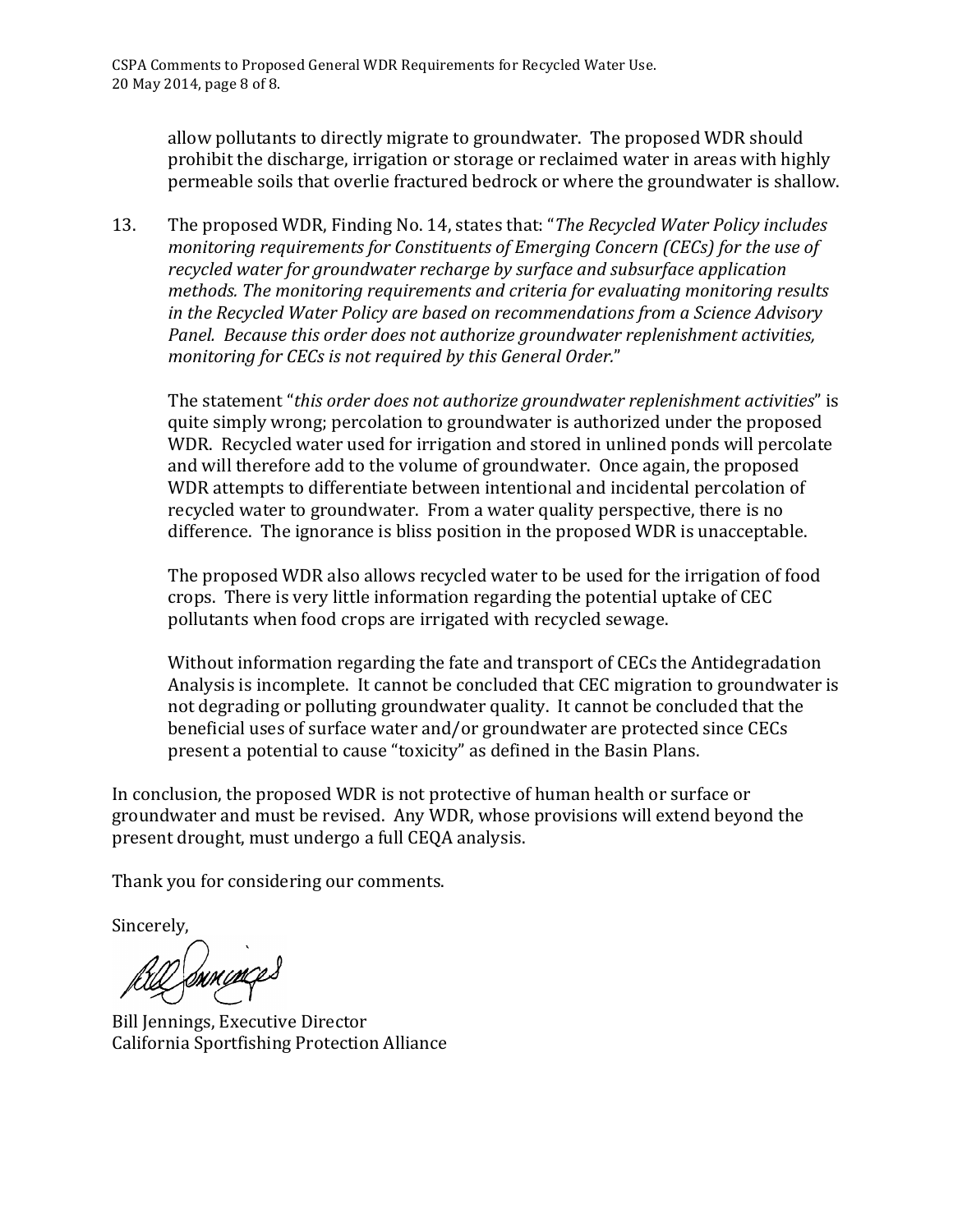allow pollutants to directly migrate to groundwater. The proposed WDR should prohibit the discharge, irrigation or storage or reclaimed water in areas with highly permeable soils that overlie fractured bedrock or where the groundwater is shallow.

13. The proposed WDR, Finding No. 14, states that: "*The Recycled Water Policy includes monitoring requirements for Constituents of Emerging Concern (CECs) for the use of recycled water for groundwater recharge by surface and subsurface application methods. The monitoring requirements and criteria for evaluating monitoring results in the Recycled Water Policy are based on recommendations from a Science Advisory Panel. Because this order does not authorize groundwater replenishment activities, monitoring for CECs is not required by this General Order.*"

    The statement "*this order does not authorize groundwater replenishment activities*" is quite simply wrong; percolation to groundwater is authorized under the proposed WDR. Recycled water used for irrigation and stored in unlined ponds will percolate and will therefore add to the volume of groundwater. Once again, the proposed WDR attempts to differentiate between intentional and incidental percolation of recycled water to groundwater. From a water quality perspective, there is no difference. The ignorance is bliss position in the proposed WDR is unacceptable.

    The proposed WDR also allows recycled water to be used for the irrigation of food crops. There is very little information regarding the potential uptake of CEC pollutants when food crops are irrigated with recycled sewage.

    Without information regarding the fate and transport of CECs the Antidegradation Analysis is incomplete. It cannot be concluded that CEC migration to groundwater is not degrading or polluting groundwater quality. It cannot be concluded that the beneficial uses of surface water and/or groundwater are protected since CECs present a potential to cause "toxicity" as defined in the Basin Plans.

In conclusion, the proposed WDR is not protective of human health or surface or groundwater and must be revised. Any WDR, whose provisions will extend beyond the present drought, must undergo a full CEQA analysis.

Thank you for considering our comments.

Sincerely,

Bill Jennings, Executive Director
California Sportfishing Protection Alliance